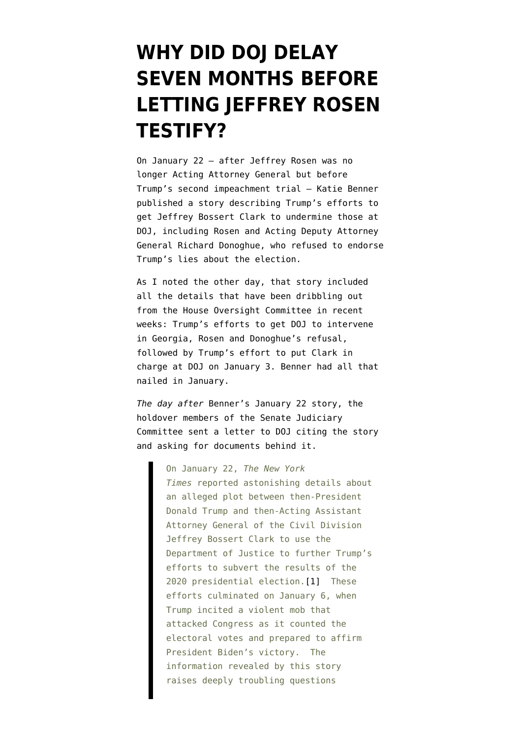# WHY DID DOJ DELAY SEVEN MONTHS BEFORE LETTING JEFFREY ROSEN TESTIFY?

On January 22 — after Jeffrey Rosen was no longer Acting Attorney General but before Trump's second impeachment trial — Katie Benner published a story describing Trump's efforts to get Jeffrey Bossert Clark to undermine those at DOJ, including Rosen and Acting Deputy Attorney General Richard Donoghue, who refused to endorse Trump's lies about the election.

As I noted the other day, that story included all the details that have been dribbling out from the House Oversight Committee in recent weeks: Trump's efforts to get DOJ to intervene in Georgia, Rosen and Donoghue's refusal, followed by Trump's effort to put Clark in charge at DOJ on January 3. Benner had all that nailed in January.

*The day after* Benner's January 22 story, the holdover members of the Senate Judiciary Committee sent a letter to DOJ citing the story and asking for documents behind it.

> On January 22, *The New York Times* reported astonishing details about an alleged plot between then-President Donald Trump and then-Acting Assistant Attorney General of the Civil Division Jeffrey Bossert Clark to use the Department of Justice to further Trump's efforts to subvert the results of the 2020 presidential election.[1] These efforts culminated on January 6, when Trump incited a violent mob that attacked Congress as it counted the electoral votes and prepared to affirm President Biden's victory. The information revealed by this story raises deeply troubling questions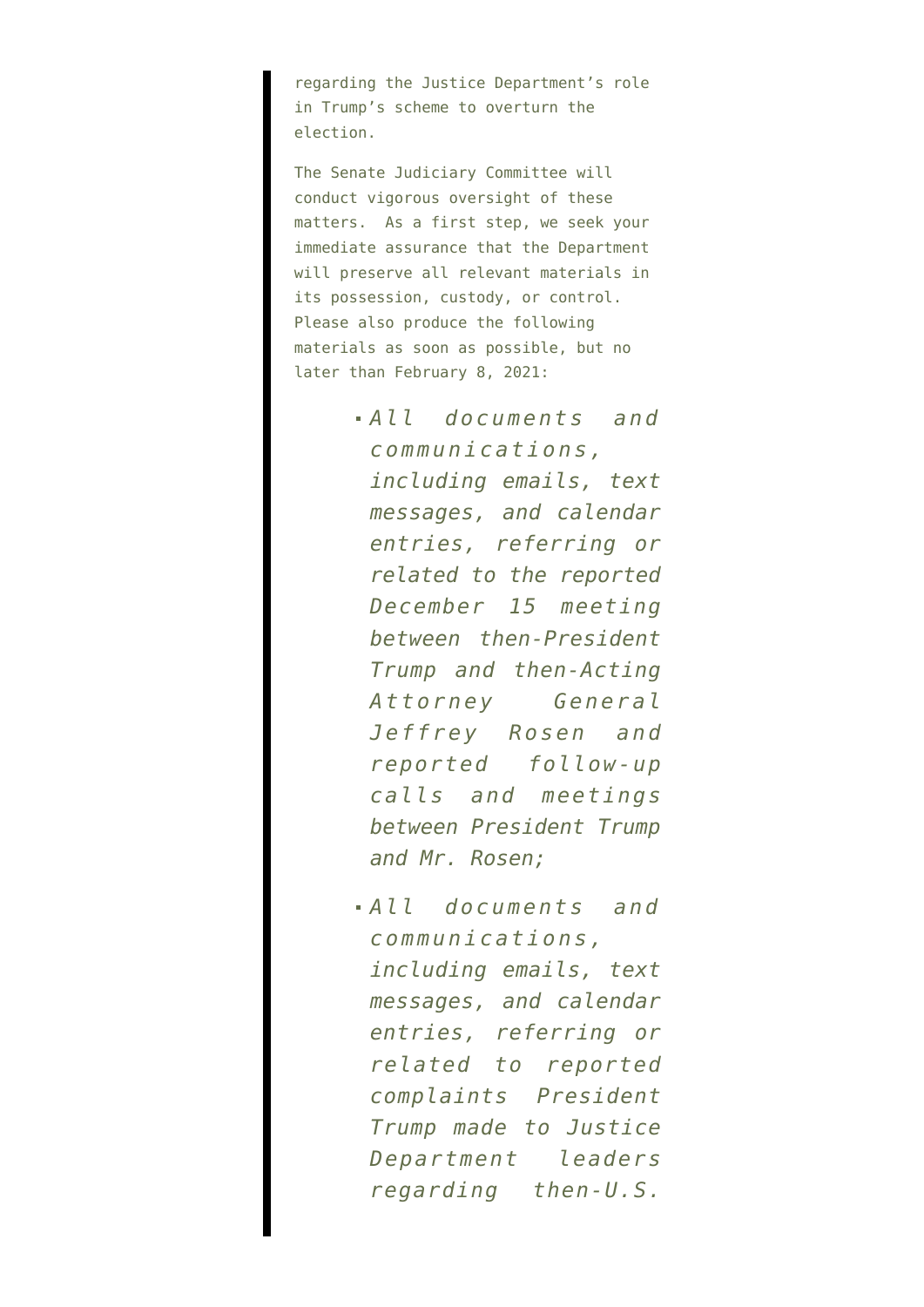regarding the Justice Department's role in Trump's scheme to overturn the election.

The Senate Judiciary Committee will conduct vigorous oversight of these matters.  As a first step, we seek your immediate assurance that the Department will preserve all relevant materials in its possession, custody, or control. Please also produce the following materials as soon as possible, but no later than February 8, 2021:

> - *All documents and communications, including emails, text messages, and calendar entries, referring or related to the reported December 15 meeting between then-President Trump and then-Acting Attorney General Jeffrey Rosen and reported follow-up calls and meetings between President Trump and Mr. Rosen;*
> - *All documents and communications, including emails, text messages, and calendar entries, referring or related to reported complaints President Trump made to Justice Department leaders regarding then-U.S.*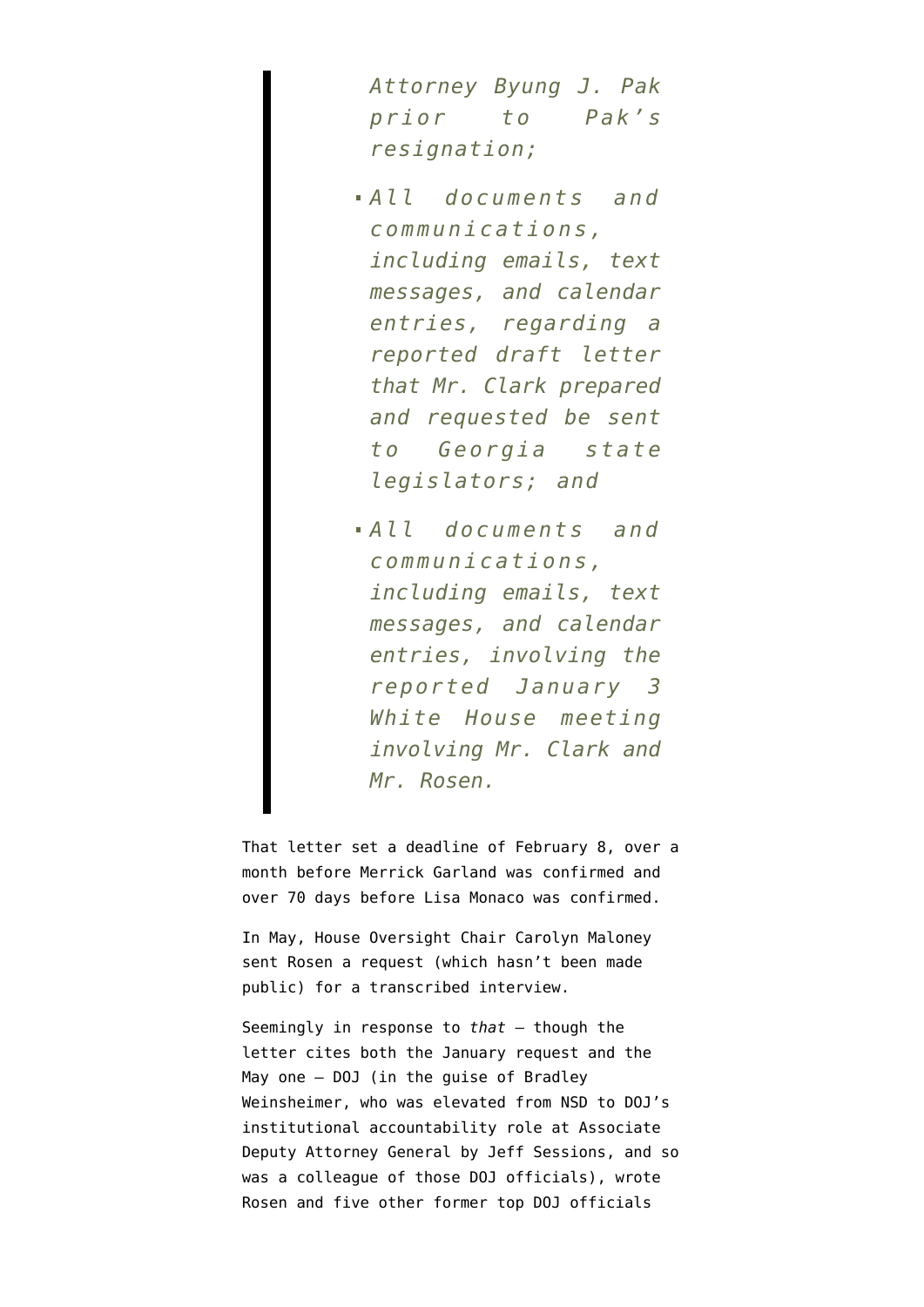> *Attorney Byung J. Pak prior to Pak's resignation;*
>
> - *All documents and communications, including emails, text messages, and calendar entries, regarding a reported draft letter that Mr. Clark prepared and requested be sent to Georgia state legislators; and*
> - *All documents and communications, including emails, text messages, and calendar entries, involving the reported January 3 White House meeting involving Mr. Clark and Mr. Rosen.*

That letter set a deadline of February 8, over a month before Merrick Garland was confirmed and over 70 days before Lisa Monaco was confirmed.

In May, House Oversight Chair Carolyn Maloney sent Rosen a request (which hasn't been made public) for a transcribed interview.

Seemingly in response to *that* — though the letter cites both the January request and the May one — DOJ (in the guise of Bradley Weinsheimer, who was elevated from NSD to DOJ's institutional accountability role at Associate Deputy Attorney General by Jeff Sessions, and so was a colleague of those DOJ officials), wrote Rosen and five other former top DOJ officials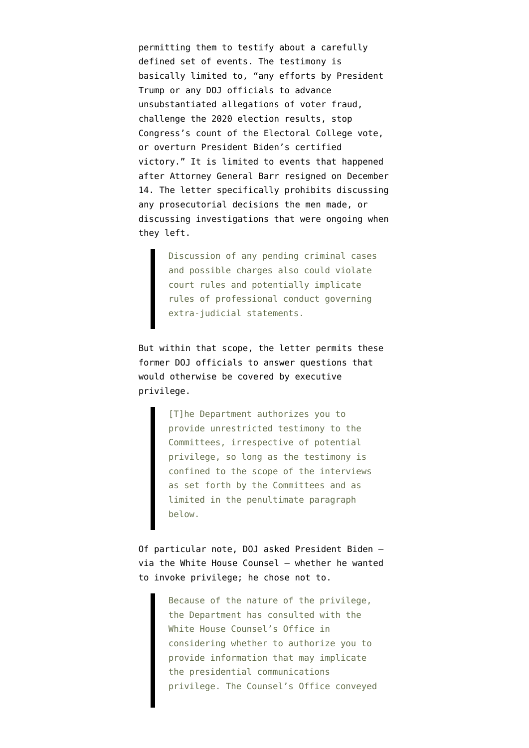permitting them to testify about a carefully defined set of events. The testimony is basically limited to, "any efforts by President Trump or any DOJ officials to advance unsubstantiated allegations of voter fraud, challenge the 2020 election results, stop Congress's count of the Electoral College vote, or overturn President Biden's certified victory." It is limited to events that happened after Attorney General Barr resigned on December 14. The letter specifically prohibits discussing any prosecutorial decisions the men made, or discussing investigations that were ongoing when they left.

> Discussion of any pending criminal cases and possible charges also could violate court rules and potentially implicate rules of professional conduct governing extra-judicial statements.

But within that scope, the letter permits these former DOJ officials to answer questions that would otherwise be covered by executive privilege.

> [T]he Department authorizes you to provide unrestricted testimony to the Committees, irrespective of potential privilege, so long as the testimony is confined to the scope of the interviews as set forth by the Committees and as limited in the penultimate paragraph below.

Of particular note, DOJ asked President Biden — via the White House Counsel — whether he wanted to invoke privilege; he chose not to.

> Because of the nature of the privilege, the Department has consulted with the White House Counsel's Office in considering whether to authorize you to provide information that may implicate the presidential communications privilege. The Counsel's Office conveyed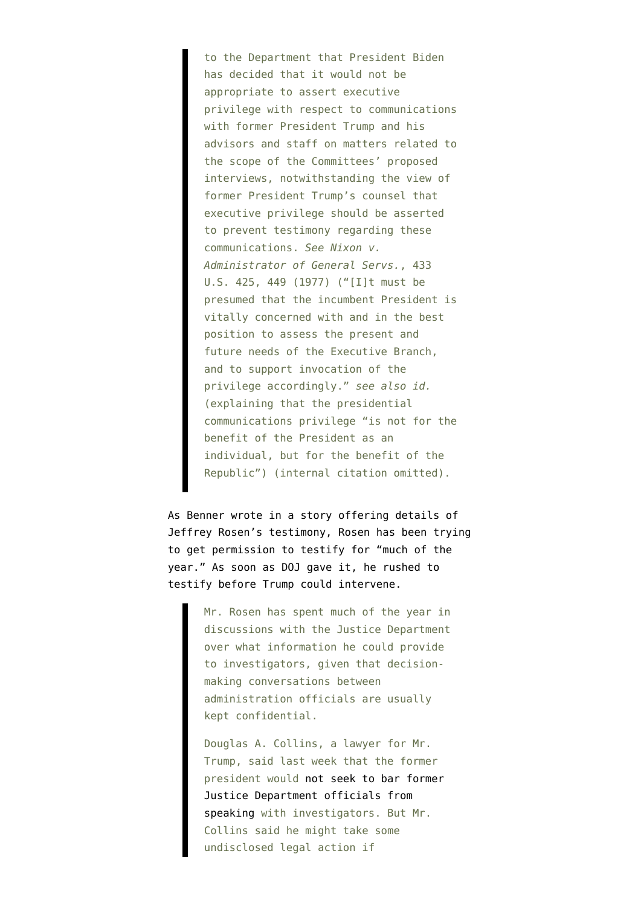> to the Department that President Biden has decided that it would not be appropriate to assert executive privilege with respect to communications with former President Trump and his advisors and staff on matters related to the scope of the Committees' proposed interviews, notwithstanding the view of former President Trump's counsel that executive privilege should be asserted to prevent testimony regarding these communications. *See Nixon v. Administrator of General Servs.*, 433 U.S. 425, 449 (1977) ("[I]t must be presumed that the incumbent President is vitally concerned with and in the best position to assess the present and future needs of the Executive Branch, and to support invocation of the privilege accordingly." *see also id.* (explaining that the presidential communications privilege "is not for the benefit of the President as an individual, but for the benefit of the Republic") (internal citation omitted).

As Benner wrote in a story offering details of Jeffrey Rosen's testimony, Rosen has been trying to get permission to testify for "much of the year." As soon as DOJ gave it, he rushed to testify before Trump could intervene.

> Mr. Rosen has spent much of the year in discussions with the Justice Department over what information he could provide to investigators, given that decision-making conversations between administration officials are usually kept confidential.
>
> Douglas A. Collins, a lawyer for Mr. Trump, said last week that the former president would not seek to bar former Justice Department officials from speaking with investigators. But Mr. Collins said he might take some undisclosed legal action if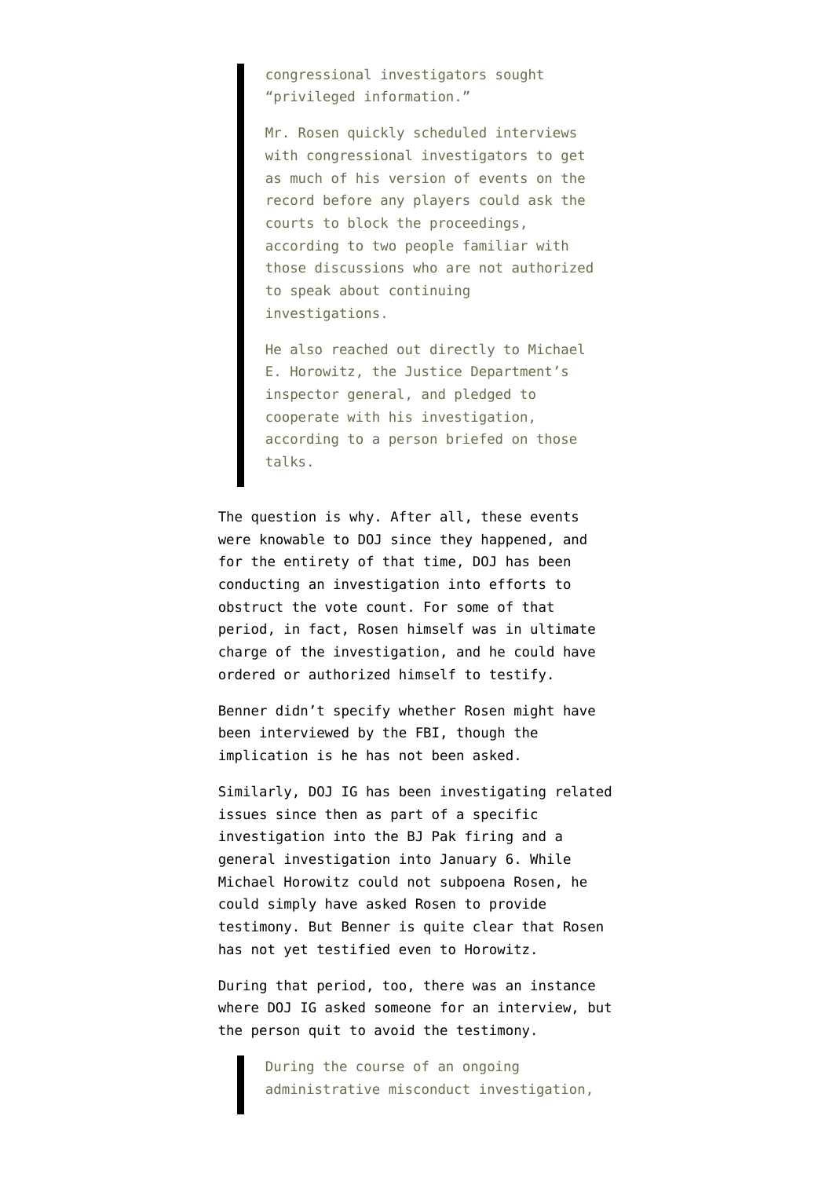> congressional investigators sought "privileged information."
>
> Mr. Rosen quickly scheduled interviews with congressional investigators to get as much of his version of events on the record before any players could ask the courts to block the proceedings, according to two people familiar with those discussions who are not authorized to speak about continuing investigations.
>
> He also reached out directly to Michael E. Horowitz, the Justice Department's inspector general, and pledged to cooperate with his investigation, according to a person briefed on those talks.

The question is why. After all, these events were knowable to DOJ since they happened, and for the entirety of that time, DOJ has been conducting an investigation into efforts to obstruct the vote count. For some of that period, in fact, Rosen himself was in ultimate charge of the investigation, and he could have ordered or authorized himself to testify.

Benner didn't specify whether Rosen might have been interviewed by the FBI, though the implication is he has not been asked.

Similarly, DOJ IG has been investigating related issues since then as part of a specific investigation into the BJ Pak firing and a general investigation into January 6. While Michael Horowitz could not subpoena Rosen, he could simply have asked Rosen to provide testimony. But Benner is quite clear that Rosen has not yet testified even to Horowitz.

During that period, too, there was an instance where DOJ IG asked someone for an interview, but the person quit to avoid the testimony.

> During the course of an ongoing administrative misconduct investigation,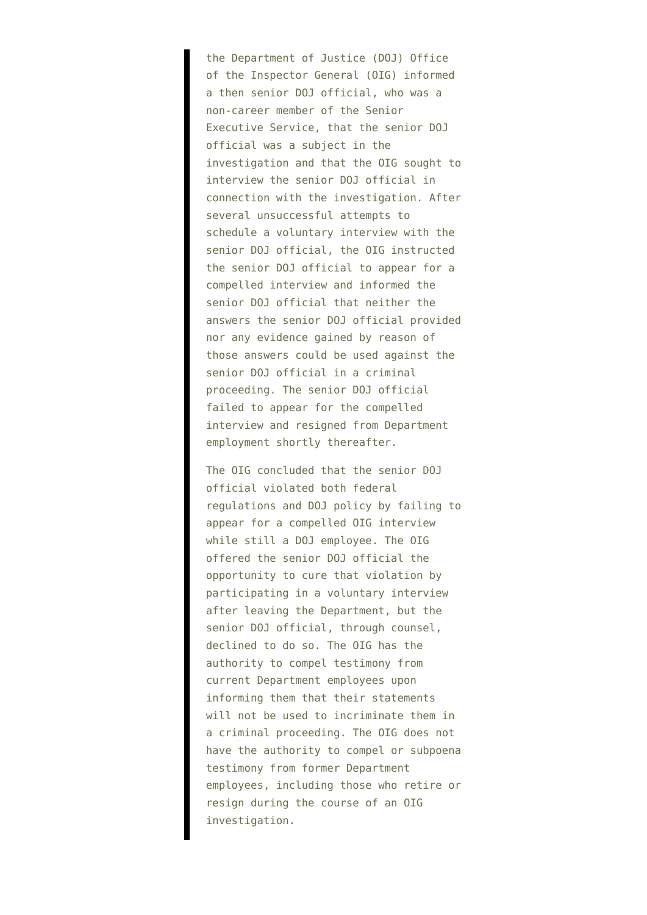> the Department of Justice (DOJ) Office of the Inspector General (OIG) informed a then senior DOJ official, who was a non-career member of the Senior Executive Service, that the senior DOJ official was a subject in the investigation and that the OIG sought to interview the senior DOJ official in connection with the investigation. After several unsuccessful attempts to schedule a voluntary interview with the senior DOJ official, the OIG instructed the senior DOJ official to appear for a compelled interview and informed the senior DOJ official that neither the answers the senior DOJ official provided nor any evidence gained by reason of those answers could be used against the senior DOJ official in a criminal proceeding. The senior DOJ official failed to appear for the compelled interview and resigned from Department employment shortly thereafter.
>
> The OIG concluded that the senior DOJ official violated both federal regulations and DOJ policy by failing to appear for a compelled OIG interview while still a DOJ employee. The OIG offered the senior DOJ official the opportunity to cure that violation by participating in a voluntary interview after leaving the Department, but the senior DOJ official, through counsel, declined to do so. The OIG has the authority to compel testimony from current Department employees upon informing them that their statements will not be used to incriminate them in a criminal proceeding. The OIG does not have the authority to compel or subpoena testimony from former Department employees, including those who retire or resign during the course of an OIG investigation.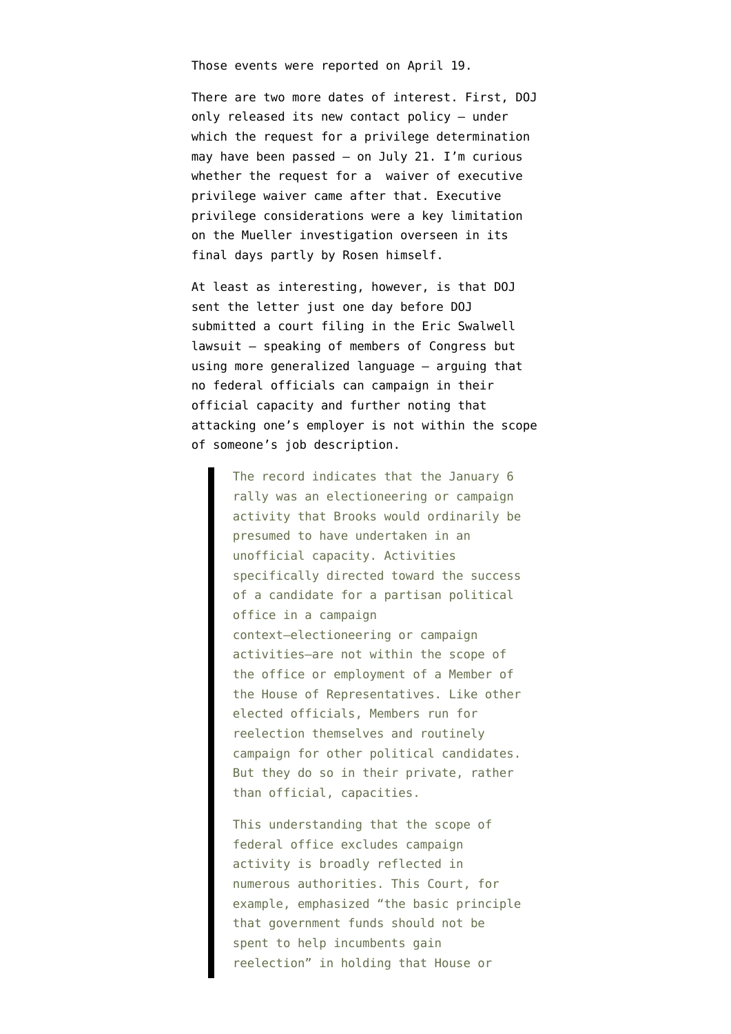Those events were reported on April 19.

There are two more dates of interest. First, DOJ only released its new contact policy — under which the request for a privilege determination may have been passed — on July 21. I'm curious whether the request for a waiver of executive privilege waiver came after that. Executive privilege considerations were a key limitation on the Mueller investigation overseen in its final days partly by Rosen himself.

At least as interesting, however, is that DOJ sent the letter just one day before DOJ submitted a court filing in the Eric Swalwell lawsuit — speaking of members of Congress but using more generalized language — arguing that no federal officials can campaign in their official capacity and further noting that attacking one's employer is not within the scope of someone's job description.

> The record indicates that the January 6 rally was an electioneering or campaign activity that Brooks would ordinarily be presumed to have undertaken in an unofficial capacity. Activities specifically directed toward the success of a candidate for a partisan political office in a campaign context—electioneering or campaign activities—are not within the scope of the office or employment of a Member of the House of Representatives. Like other elected officials, Members run for reelection themselves and routinely campaign for other political candidates. But they do so in their private, rather than official, capacities.
>
> This understanding that the scope of federal office excludes campaign activity is broadly reflected in numerous authorities. This Court, for example, emphasized "the basic principle that government funds should not be spent to help incumbents gain reelection" in holding that House or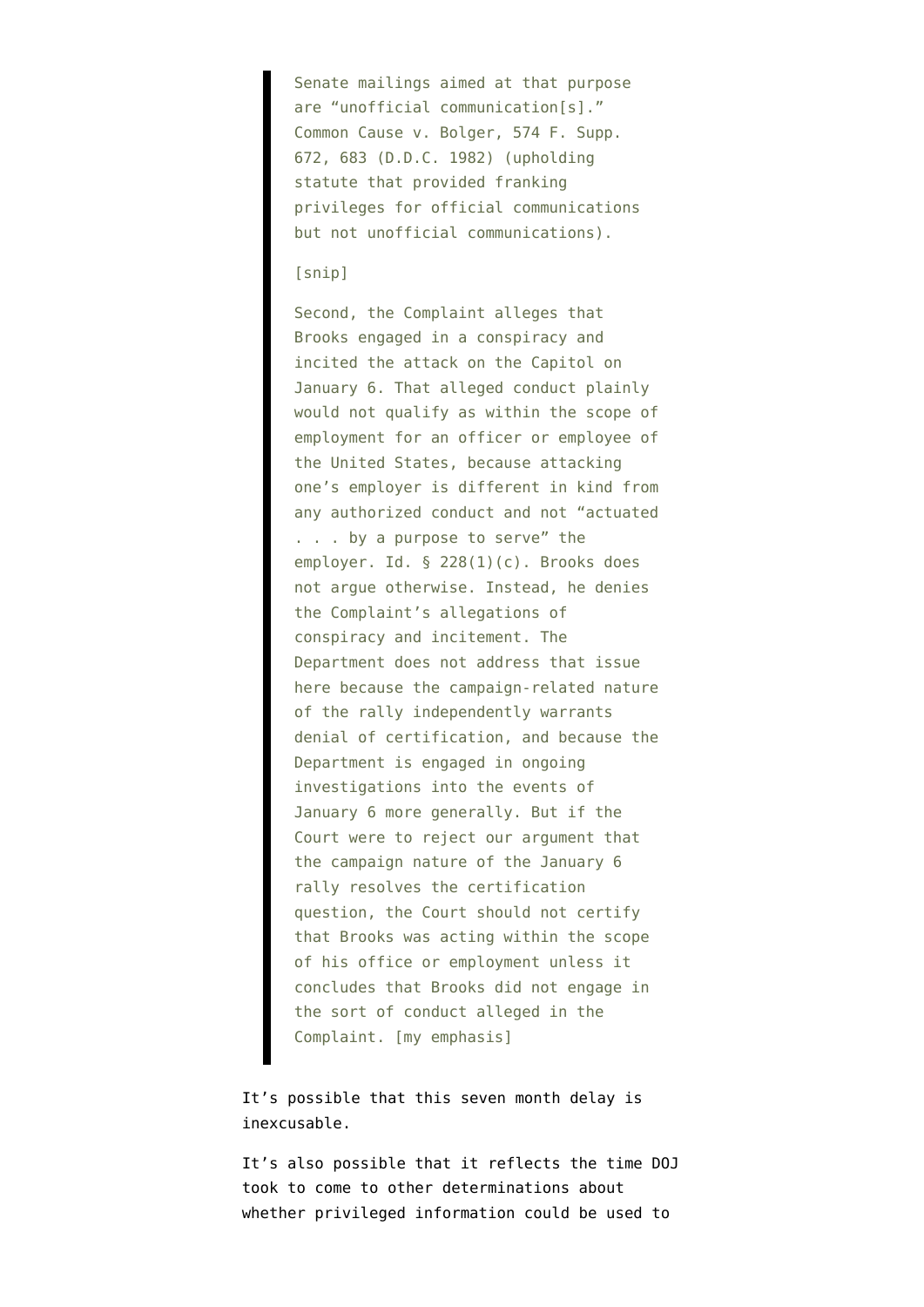> Senate mailings aimed at that purpose are "unofficial communication[s]." Common Cause v. Bolger, 574 F. Supp. 672, 683 (D.D.C. 1982) (upholding statute that provided franking privileges for official communications but not unofficial communications).
>
> [snip]
>
> Second, the Complaint alleges that Brooks engaged in a conspiracy and incited the attack on the Capitol on January 6. That alleged conduct plainly would not qualify as within the scope of employment for an officer or employee of the United States, because attacking one's employer is different in kind from any authorized conduct and not "actuated . . . by a purpose to serve" the employer. Id. § 228(1)(c). Brooks does not argue otherwise. Instead, he denies the Complaint's allegations of conspiracy and incitement. The Department does not address that issue here because the campaign-related nature of the rally independently warrants denial of certification, and because the Department is engaged in ongoing investigations into the events of January 6 more generally. But if the Court were to reject our argument that the campaign nature of the January 6 rally resolves the certification question, the Court should not certify that Brooks was acting within the scope of his office or employment unless it concludes that Brooks did not engage in the sort of conduct alleged in the Complaint. [my emphasis]

It's possible that this seven month delay is inexcusable.

It's also possible that it reflects the time DOJ took to come to other determinations about whether privileged information could be used to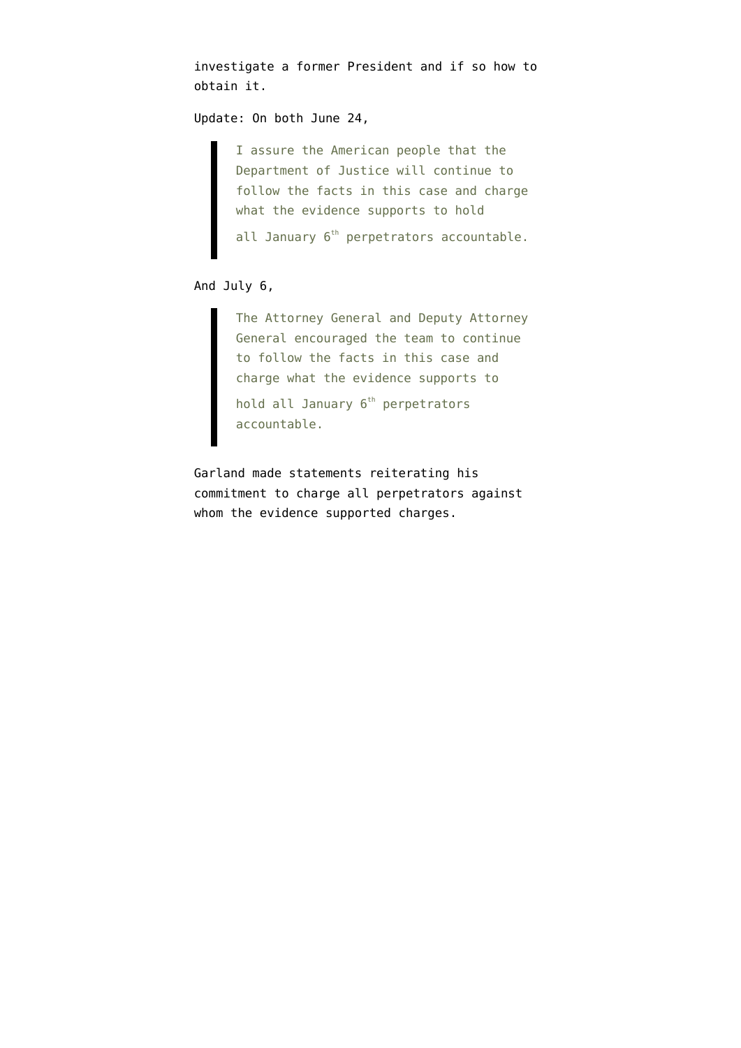investigate a former President and if so how to obtain it.

Update: On both June 24,

> I assure the American people that the Department of Justice will continue to follow the facts in this case and charge what the evidence supports to hold all January 6th perpetrators accountable.

And July 6,

> The Attorney General and Deputy Attorney General encouraged the team to continue to follow the facts in this case and charge what the evidence supports to hold all January 6th perpetrators accountable.

Garland made statements reiterating his commitment to charge all perpetrators against whom the evidence supported charges.